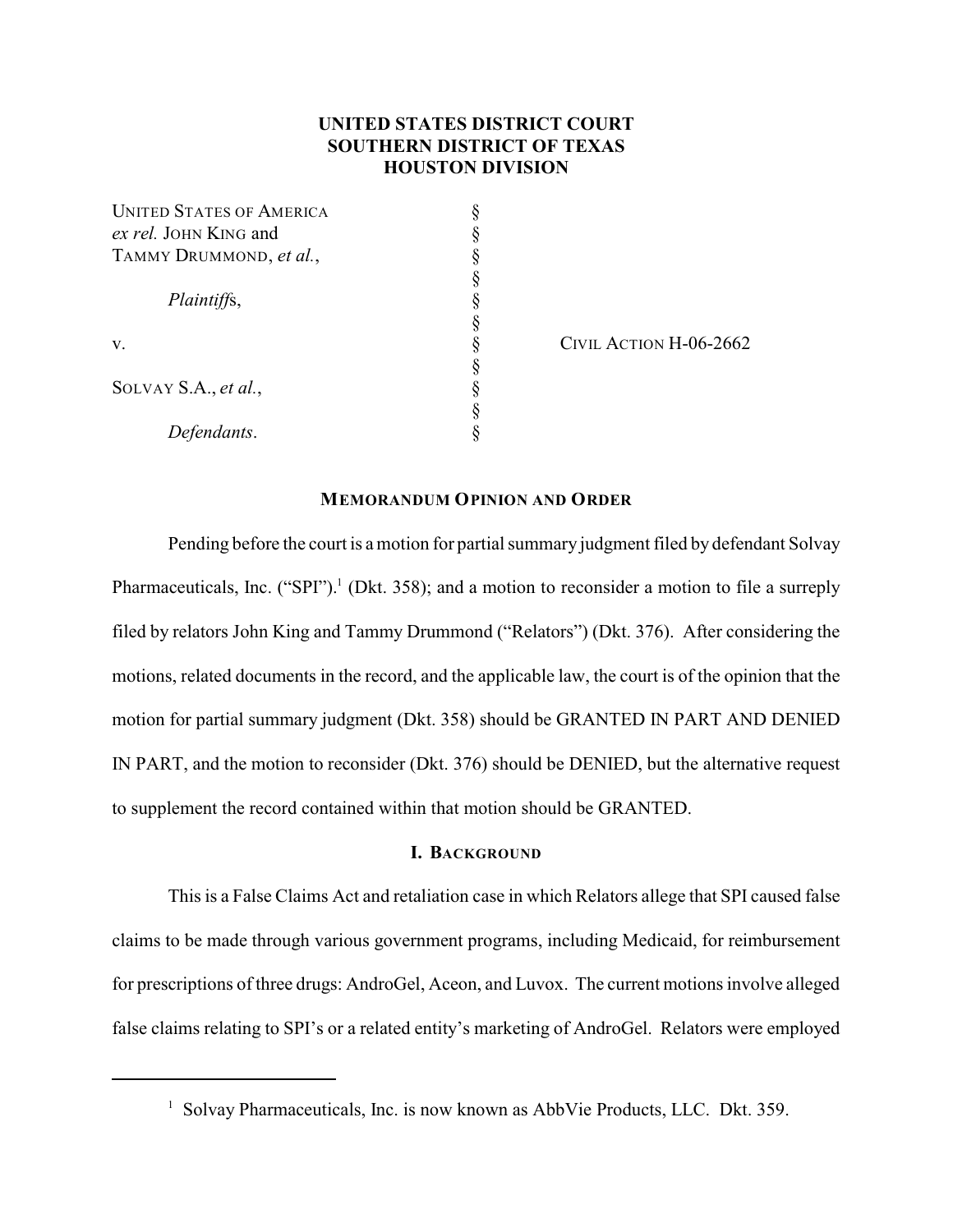# UNITED STATES DISTRICT COURT
# SOUTHERN DISTRICT OF TEXAS
# HOUSTON DIVISION

| | | |
|---|---|---|
| UNITED STATES OF AMERICA *ex rel.* JOHN KING and TAMMY DRUMMOND, *et al.*, | § | |
| *Plaintiffs*, | § | |
| v. | § | CIVIL ACTION H-06-2662 |
| SOLVAY S.A., *et al.*, | § | |
| *Defendants*. | § | |

## MEMORANDUM OPINION AND ORDER

Pending before the court is a motion for partial summary judgment filed by defendant Solvay Pharmaceuticals, Inc. ("SPI").[1] (Dkt. 358); and a motion to reconsider a motion to file a surreply filed by relators John King and Tammy Drummond ("Relators") (Dkt. 376). After considering the motions, related documents in the record, and the applicable law, the court is of the opinion that the motion for partial summary judgment (Dkt. 358) should be GRANTED IN PART AND DENIED IN PART, and the motion to reconsider (Dkt. 376) should be DENIED, but the alternative request to supplement the record contained within that motion should be GRANTED.

## I. BACKGROUND

This is a False Claims Act and retaliation case in which Relators allege that SPI caused false claims to be made through various government programs, including Medicaid, for reimbursement for prescriptions of three drugs: AndroGel, Aceon, and Luvox. The current motions involve alleged false claims relating to SPI's or a related entity's marketing of AndroGel. Relators were employed

[1] Solvay Pharmaceuticals, Inc. is now known as AbbVie Products, LLC. Dkt. 359.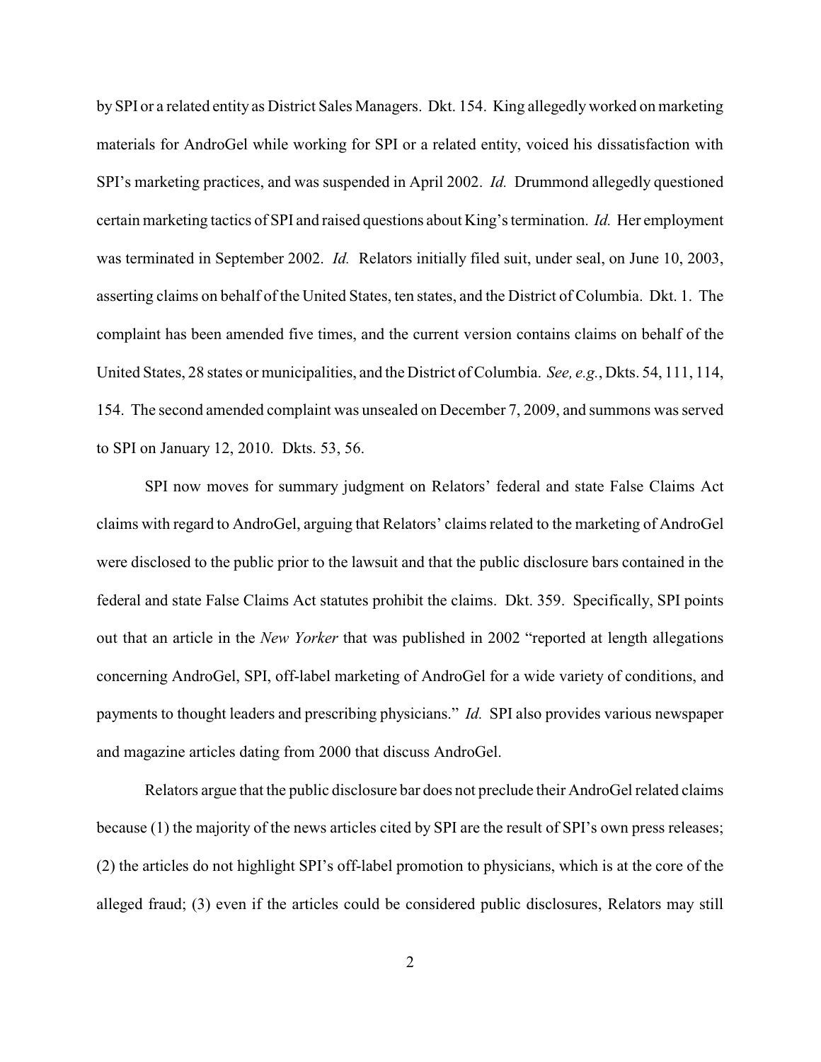by SPI or a related entity as District Sales Managers. Dkt. 154. King allegedly worked on marketing materials for AndroGel while working for SPI or a related entity, voiced his dissatisfaction with SPI's marketing practices, and was suspended in April 2002. *Id.* Drummond allegedly questioned certain marketing tactics of SPI and raised questions about King's termination. *Id.* Her employment was terminated in September 2002. *Id.* Relators initially filed suit, under seal, on June 10, 2003, asserting claims on behalf of the United States, ten states, and the District of Columbia. Dkt. 1. The complaint has been amended five times, and the current version contains claims on behalf of the United States, 28 states or municipalities, and the District of Columbia. *See, e.g.*, Dkts. 54, 111, 114, 154. The second amended complaint was unsealed on December 7, 2009, and summons was served to SPI on January 12, 2010. Dkts. 53, 56.

SPI now moves for summary judgment on Relators' federal and state False Claims Act claims with regard to AndroGel, arguing that Relators' claims related to the marketing of AndroGel were disclosed to the public prior to the lawsuit and that the public disclosure bars contained in the federal and state False Claims Act statutes prohibit the claims. Dkt. 359. Specifically, SPI points out that an article in the *New Yorker* that was published in 2002 "reported at length allegations concerning AndroGel, SPI, off-label marketing of AndroGel for a wide variety of conditions, and payments to thought leaders and prescribing physicians." *Id.* SPI also provides various newspaper and magazine articles dating from 2000 that discuss AndroGel.

Relators argue that the public disclosure bar does not preclude their AndroGel related claims because (1) the majority of the news articles cited by SPI are the result of SPI's own press releases; (2) the articles do not highlight SPI's off-label promotion to physicians, which is at the core of the alleged fraud; (3) even if the articles could be considered public disclosures, Relators may still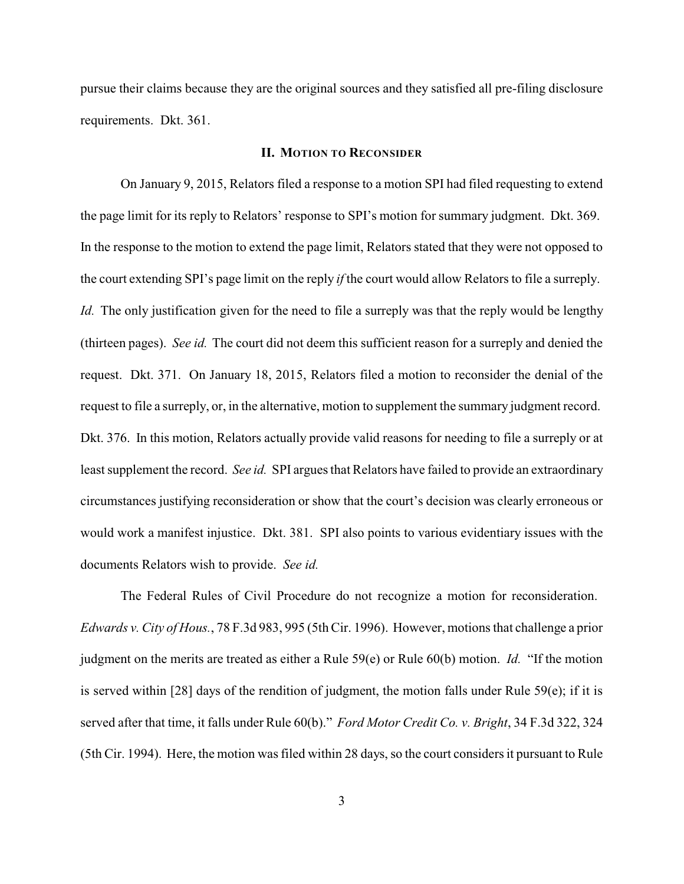pursue their claims because they are the original sources and they satisfied all pre-filing disclosure requirements. Dkt. 361.

## II. Motion to Reconsider

On January 9, 2015, Relators filed a response to a motion SPI had filed requesting to extend the page limit for its reply to Relators' response to SPI's motion for summary judgment. Dkt. 369. In the response to the motion to extend the page limit, Relators stated that they were not opposed to the court extending SPI's page limit on the reply *if* the court would allow Relators to file a surreply. *Id.* The only justification given for the need to file a surreply was that the reply would be lengthy (thirteen pages). *See id.* The court did not deem this sufficient reason for a surreply and denied the request. Dkt. 371. On January 18, 2015, Relators filed a motion to reconsider the denial of the request to file a surreply, or, in the alternative, motion to supplement the summary judgment record. Dkt. 376. In this motion, Relators actually provide valid reasons for needing to file a surreply or at least supplement the record. *See id.* SPI argues that Relators have failed to provide an extraordinary circumstances justifying reconsideration or show that the court's decision was clearly erroneous or would work a manifest injustice. Dkt. 381. SPI also points to various evidentiary issues with the documents Relators wish to provide. *See id.*

The Federal Rules of Civil Procedure do not recognize a motion for reconsideration. *Edwards v. City of Hous.*, 78 F.3d 983, 995 (5th Cir. 1996). However, motions that challenge a prior judgment on the merits are treated as either a Rule 59(e) or Rule 60(b) motion. *Id.* "If the motion is served within [28] days of the rendition of judgment, the motion falls under Rule 59(e); if it is served after that time, it falls under Rule 60(b)." *Ford Motor Credit Co. v. Bright*, 34 F.3d 322, 324 (5th Cir. 1994). Here, the motion was filed within 28 days, so the court considers it pursuant to Rule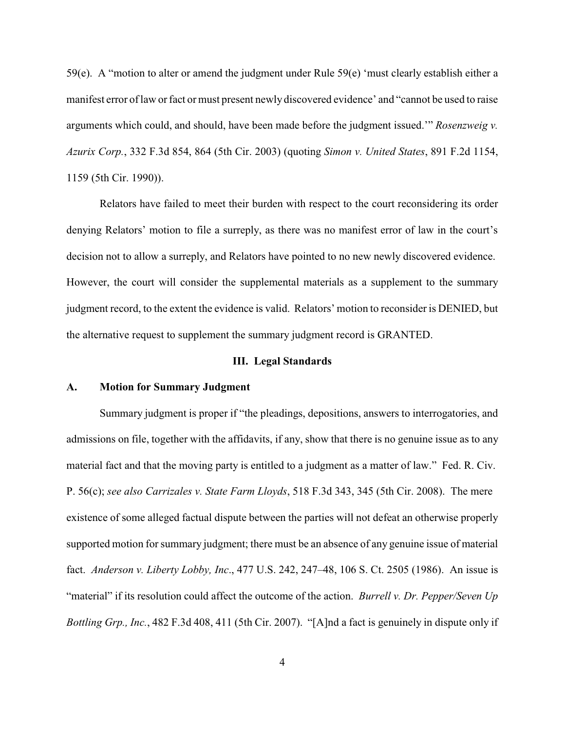59(e). A "motion to alter or amend the judgment under Rule 59(e) 'must clearly establish either a manifest error of law or fact or must present newly discovered evidence' and "cannot be used to raise arguments which could, and should, have been made before the judgment issued.'" *Rosenzweig v. Azurix Corp.*, 332 F.3d 854, 864 (5th Cir. 2003) (quoting *Simon v. United States*, 891 F.2d 1154, 1159 (5th Cir. 1990)).

Relators have failed to meet their burden with respect to the court reconsidering its order denying Relators' motion to file a surreply, as there was no manifest error of law in the court's decision not to allow a surreply, and Relators have pointed to no new newly discovered evidence. However, the court will consider the supplemental materials as a supplement to the summary judgment record, to the extent the evidence is valid. Relators' motion to reconsider is DENIED, but the alternative request to supplement the summary judgment record is GRANTED.

## III. Legal Standards

### A. Motion for Summary Judgment

Summary judgment is proper if "the pleadings, depositions, answers to interrogatories, and admissions on file, together with the affidavits, if any, show that there is no genuine issue as to any material fact and that the moving party is entitled to a judgment as a matter of law." Fed. R. Civ. P. 56(c); *see also Carrizales v. State Farm Lloyds*, 518 F.3d 343, 345 (5th Cir. 2008). The mere existence of some alleged factual dispute between the parties will not defeat an otherwise properly supported motion for summary judgment; there must be an absence of any genuine issue of material fact. *Anderson v. Liberty Lobby, Inc*., 477 U.S. 242, 247–48, 106 S. Ct. 2505 (1986). An issue is "material" if its resolution could affect the outcome of the action. *Burrell v. Dr. Pepper/Seven Up Bottling Grp., Inc.*, 482 F.3d 408, 411 (5th Cir. 2007). "[A]nd a fact is genuinely in dispute only if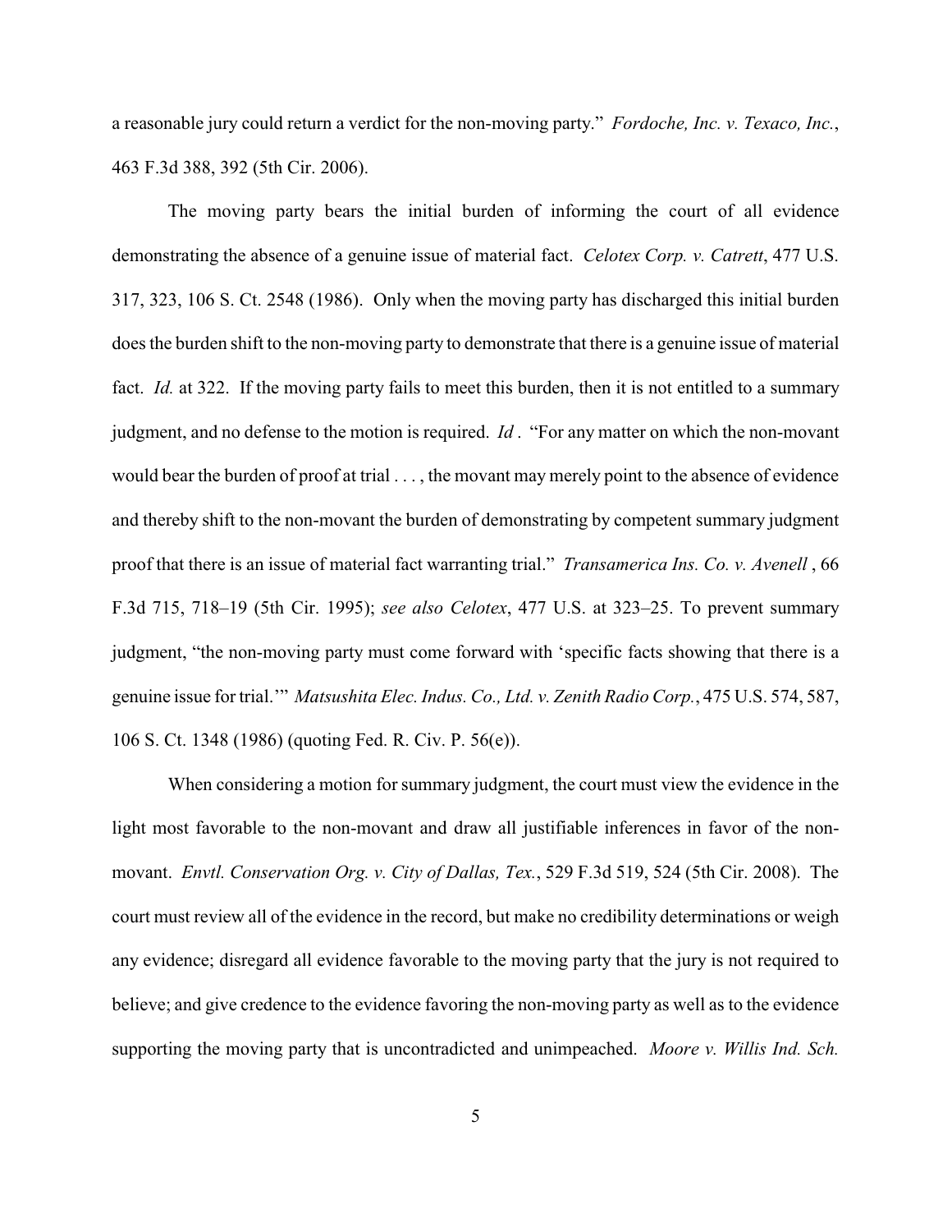a reasonable jury could return a verdict for the non-moving party." *Fordoche, Inc. v. Texaco, Inc.*, 463 F.3d 388, 392 (5th Cir. 2006).

The moving party bears the initial burden of informing the court of all evidence demonstrating the absence of a genuine issue of material fact. *Celotex Corp. v. Catrett*, 477 U.S. 317, 323, 106 S. Ct. 2548 (1986). Only when the moving party has discharged this initial burden does the burden shift to the non-moving party to demonstrate that there is a genuine issue of material fact. *Id.* at 322. If the moving party fails to meet this burden, then it is not entitled to a summary judgment, and no defense to the motion is required. *Id* . "For any matter on which the non-movant would bear the burden of proof at trial . . . , the movant may merely point to the absence of evidence and thereby shift to the non-movant the burden of demonstrating by competent summary judgment proof that there is an issue of material fact warranting trial." *Transamerica Ins. Co. v. Avenell* , 66 F.3d 715, 718–19 (5th Cir. 1995); *see also Celotex*, 477 U.S. at 323–25. To prevent summary judgment, "the non-moving party must come forward with 'specific facts showing that there is a genuine issue for trial.'" *Matsushita Elec. Indus. Co., Ltd. v. Zenith Radio Corp.*, 475 U.S. 574, 587, 106 S. Ct. 1348 (1986) (quoting Fed. R. Civ. P. 56(e)).

When considering a motion for summary judgment, the court must view the evidence in the light most favorable to the non-movant and draw all justifiable inferences in favor of the non-movant. *Envtl. Conservation Org. v. City of Dallas, Tex.*, 529 F.3d 519, 524 (5th Cir. 2008). The court must review all of the evidence in the record, but make no credibility determinations or weigh any evidence; disregard all evidence favorable to the moving party that the jury is not required to believe; and give credence to the evidence favoring the non-moving party as well as to the evidence supporting the moving party that is uncontradicted and unimpeached. *Moore v. Willis Ind. Sch.*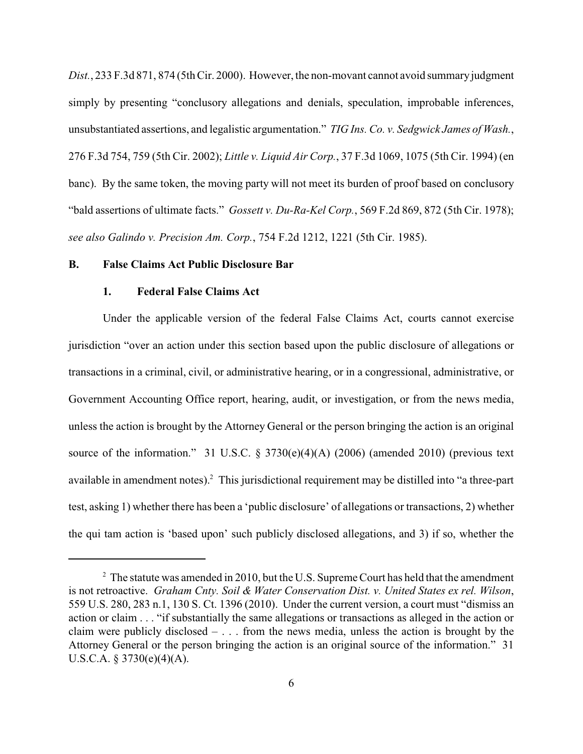*Dist.*, 233 F.3d 871, 874 (5th Cir. 2000). However, the non-movant cannot avoid summary judgment simply by presenting "conclusory allegations and denials, speculation, improbable inferences, unsubstantiated assertions, and legalistic argumentation." *TIG Ins. Co. v. Sedgwick James of Wash.*, 276 F.3d 754, 759 (5th Cir. 2002); *Little v. Liquid Air Corp.*, 37 F.3d 1069, 1075 (5th Cir. 1994) (en banc). By the same token, the moving party will not meet its burden of proof based on conclusory "bald assertions of ultimate facts." *Gossett v. Du-Ra-Kel Corp.*, 569 F.2d 869, 872 (5th Cir. 1978); *see also Galindo v. Precision Am. Corp.*, 754 F.2d 1212, 1221 (5th Cir. 1985).

### B. False Claims Act Public Disclosure Bar

#### 1. Federal False Claims Act

Under the applicable version of the federal False Claims Act, courts cannot exercise jurisdiction "over an action under this section based upon the public disclosure of allegations or transactions in a criminal, civil, or administrative hearing, or in a congressional, administrative, or Government Accounting Office report, hearing, audit, or investigation, or from the news media, unless the action is brought by the Attorney General or the person bringing the action is an original source of the information." 31 U.S.C. § 3730(e)(4)(A) (2006) (amended 2010) (previous text available in amendment notes).[2] This jurisdictional requirement may be distilled into "a three-part test, asking 1) whether there has been a 'public disclosure' of allegations or transactions, 2) whether the qui tam action is 'based upon' such publicly disclosed allegations, and 3) if so, whether the

---

[2] The statute was amended in 2010, but the U.S. Supreme Court has held that the amendment is not retroactive. *Graham Cnty. Soil & Water Conservation Dist. v. United States ex rel. Wilson*, 559 U.S. 280, 283 n.1, 130 S. Ct. 1396 (2010). Under the current version, a court must "dismiss an action or claim . . . "if substantially the same allegations or transactions as alleged in the action or claim were publicly disclosed – . . . from the news media, unless the action is brought by the Attorney General or the person bringing the action is an original source of the information." 31 U.S.C.A. § 3730(e)(4)(A).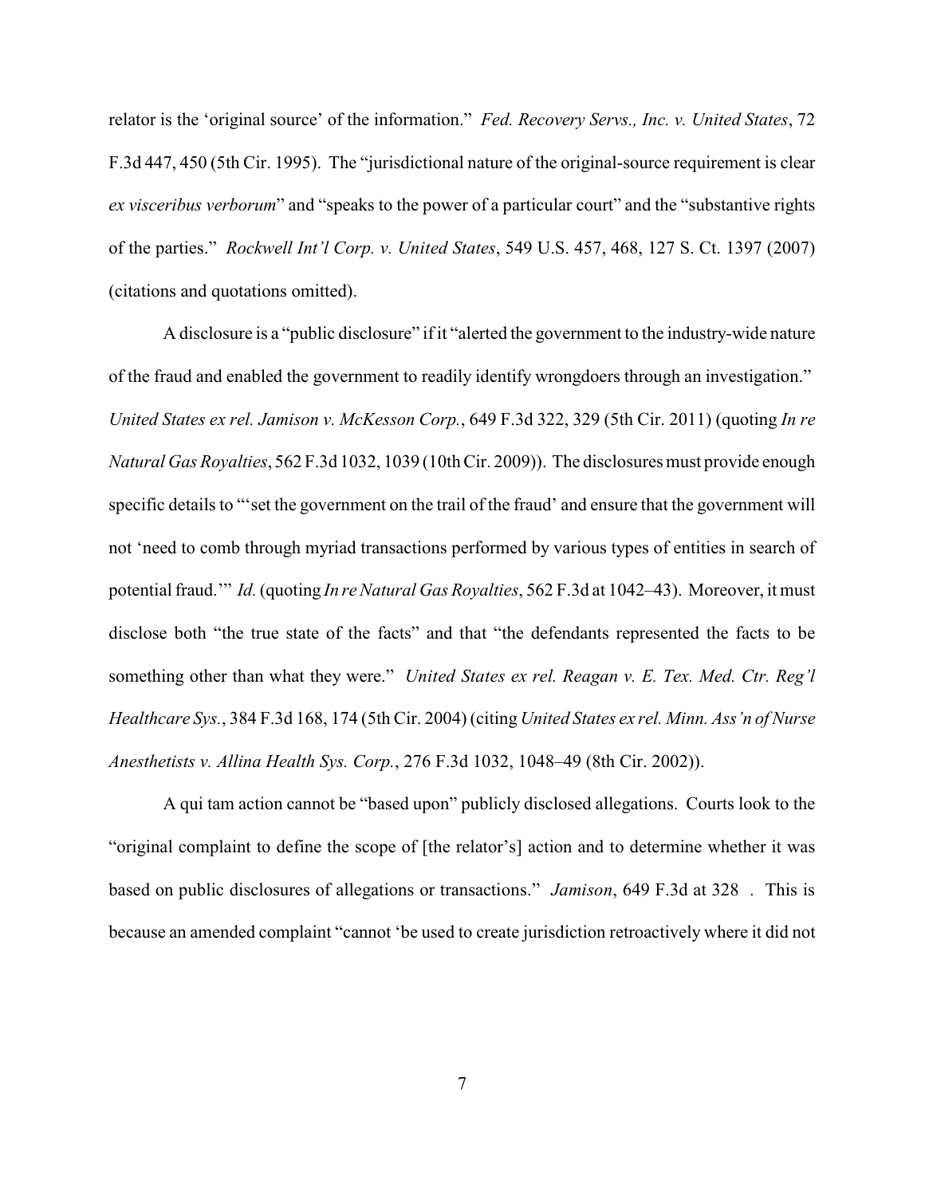relator is the 'original source' of the information." *Fed. Recovery Servs., Inc. v. United States*, 72 F.3d 447, 450 (5th Cir. 1995). The "jurisdictional nature of the original-source requirement is clear *ex visceribus verborum*" and "speaks to the power of a particular court" and the "substantive rights of the parties." *Rockwell Int'l Corp. v. United States*, 549 U.S. 457, 468, 127 S. Ct. 1397 (2007) (citations and quotations omitted).

A disclosure is a "public disclosure" if it "alerted the government to the industry-wide nature of the fraud and enabled the government to readily identify wrongdoers through an investigation." *United States ex rel. Jamison v. McKesson Corp.*, 649 F.3d 322, 329 (5th Cir. 2011) (quoting *In re Natural Gas Royalties*, 562 F.3d 1032, 1039 (10th Cir. 2009)). The disclosures must provide enough specific details to "'set the government on the trail of the fraud' and ensure that the government will not 'need to comb through myriad transactions performed by various types of entities in search of potential fraud.'" *Id.* (quoting *In re Natural Gas Royalties*, 562 F.3d at 1042–43). Moreover, it must disclose both "the true state of the facts" and that "the defendants represented the facts to be something other than what they were." *United States ex rel. Reagan v. E. Tex. Med. Ctr. Reg'l Healthcare Sys.*, 384 F.3d 168, 174 (5th Cir. 2004) (citing *United States ex rel. Minn. Ass'n of Nurse Anesthetists v. Allina Health Sys. Corp.*, 276 F.3d 1032, 1048–49 (8th Cir. 2002)).

A qui tam action cannot be "based upon" publicly disclosed allegations. Courts look to the "original complaint to define the scope of [the relator's] action and to determine whether it was based on public disclosures of allegations or transactions." *Jamison*, 649 F.3d at 328. This is because an amended complaint "cannot 'be used to create jurisdiction retroactively where it did not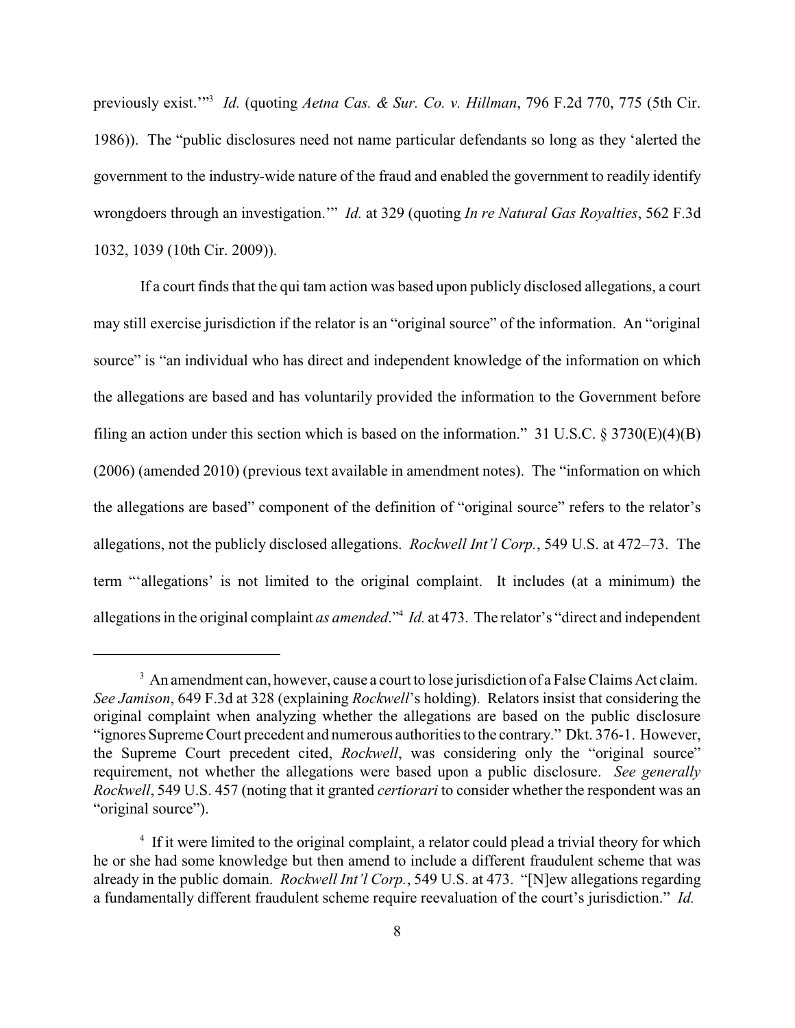previously exist.'"[3] *Id.* (quoting *Aetna Cas. & Sur. Co. v. Hillman*, 796 F.2d 770, 775 (5th Cir. 1986)). The "public disclosures need not name particular defendants so long as they 'alerted the government to the industry-wide nature of the fraud and enabled the government to readily identify wrongdoers through an investigation.'" *Id.* at 329 (quoting *In re Natural Gas Royalties*, 562 F.3d 1032, 1039 (10th Cir. 2009)).

If a court finds that the qui tam action was based upon publicly disclosed allegations, a court may still exercise jurisdiction if the relator is an "original source" of the information. An "original source" is "an individual who has direct and independent knowledge of the information on which the allegations are based and has voluntarily provided the information to the Government before filing an action under this section which is based on the information." 31 U.S.C. § 3730(E)(4)(B) (2006) (amended 2010) (previous text available in amendment notes). The "information on which the allegations are based" component of the definition of "original source" refers to the relator's allegations, not the publicly disclosed allegations. *Rockwell Int'l Corp.*, 549 U.S. at 472–73. The term "'allegations' is not limited to the original complaint. It includes (at a minimum) the allegations in the original complaint *as amended*."[4] *Id.* at 473. The relator's "direct and independent

---

[3] An amendment can, however, cause a court to lose jurisdiction of a False Claims Act claim. *See Jamison*, 649 F.3d at 328 (explaining *Rockwell*'s holding). Relators insist that considering the original complaint when analyzing whether the allegations are based on the public disclosure "ignores Supreme Court precedent and numerous authorities to the contrary." Dkt. 376-1. However, the Supreme Court precedent cited, *Rockwell*, was considering only the "original source" requirement, not whether the allegations were based upon a public disclosure. *See generally Rockwell*, 549 U.S. 457 (noting that it granted *certiorari* to consider whether the respondent was an "original source").

[4] If it were limited to the original complaint, a relator could plead a trivial theory for which he or she had some knowledge but then amend to include a different fraudulent scheme that was already in the public domain. *Rockwell Int'l Corp.*, 549 U.S. at 473. "[N]ew allegations regarding a fundamentally different fraudulent scheme require reevaluation of the court's jurisdiction." *Id.*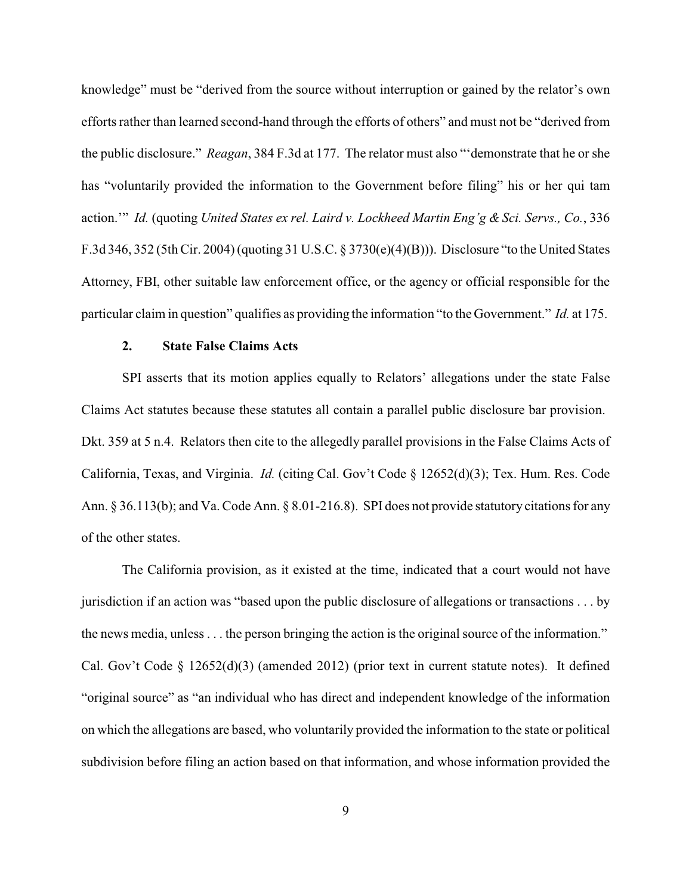knowledge" must be "derived from the source without interruption or gained by the relator's own efforts rather than learned second-hand through the efforts of others" and must not be "derived from the public disclosure." *Reagan*, 384 F.3d at 177. The relator must also "'demonstrate that he or she has "voluntarily provided the information to the Government before filing" his or her qui tam action.'" *Id.* (quoting *United States ex rel. Laird v. Lockheed Martin Eng'g & Sci. Servs., Co.*, 336 F.3d 346, 352 (5th Cir. 2004) (quoting 31 U.S.C. § 3730(e)(4)(B))). Disclosure "to the United States Attorney, FBI, other suitable law enforcement office, or the agency or official responsible for the particular claim in question" qualifies as providing the information "to the Government." *Id.* at 175.

### 2. State False Claims Acts

SPI asserts that its motion applies equally to Relators' allegations under the state False Claims Act statutes because these statutes all contain a parallel public disclosure bar provision. Dkt. 359 at 5 n.4. Relators then cite to the allegedly parallel provisions in the False Claims Acts of California, Texas, and Virginia. *Id.* (citing Cal. Gov't Code § 12652(d)(3); Tex. Hum. Res. Code Ann. § 36.113(b); and Va. Code Ann. § 8.01-216.8). SPI does not provide statutory citations for any of the other states.

The California provision, as it existed at the time, indicated that a court would not have jurisdiction if an action was "based upon the public disclosure of allegations or transactions . . . by the news media, unless . . . the person bringing the action is the original source of the information." Cal. Gov't Code § 12652(d)(3) (amended 2012) (prior text in current statute notes). It defined "original source" as "an individual who has direct and independent knowledge of the information on which the allegations are based, who voluntarily provided the information to the state or political subdivision before filing an action based on that information, and whose information provided the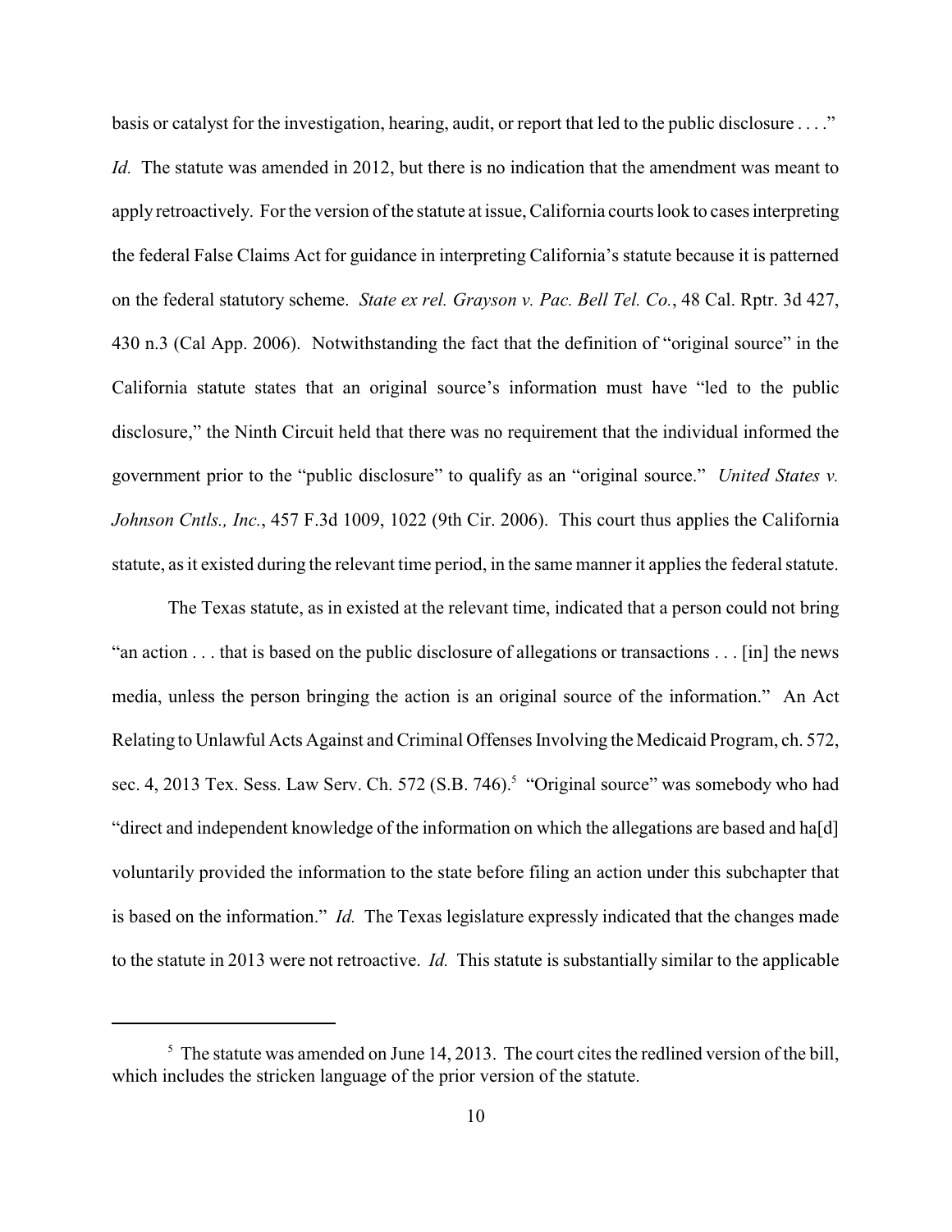basis or catalyst for the investigation, hearing, audit, or report that led to the public disclosure . . . ." *Id.* The statute was amended in 2012, but there is no indication that the amendment was meant to apply retroactively. For the version of the statute at issue, California courts look to cases interpreting the federal False Claims Act for guidance in interpreting California's statute because it is patterned on the federal statutory scheme. *State ex rel. Grayson v. Pac. Bell Tel. Co.*, 48 Cal. Rptr. 3d 427, 430 n.3 (Cal App. 2006). Notwithstanding the fact that the definition of "original source" in the California statute states that an original source's information must have "led to the public disclosure," the Ninth Circuit held that there was no requirement that the individual informed the government prior to the "public disclosure" to qualify as an "original source." *United States v. Johnson Cntls., Inc.*, 457 F.3d 1009, 1022 (9th Cir. 2006). This court thus applies the California statute, as it existed during the relevant time period, in the same manner it applies the federal statute.

The Texas statute, as in existed at the relevant time, indicated that a person could not bring "an action . . . that is based on the public disclosure of allegations or transactions . . . [in] the news media, unless the person bringing the action is an original source of the information." An Act Relating to Unlawful Acts Against and Criminal Offenses Involving the Medicaid Program, ch. 572, sec. 4, 2013 Tex. Sess. Law Serv. Ch. 572 (S.B. 746).[5] "Original source" was somebody who had "direct and independent knowledge of the information on which the allegations are based and ha[d] voluntarily provided the information to the state before filing an action under this subchapter that is based on the information." *Id.* The Texas legislature expressly indicated that the changes made to the statute in 2013 were not retroactive. *Id.* This statute is substantially similar to the applicable

[5] The statute was amended on June 14, 2013. The court cites the redlined version of the bill, which includes the stricken language of the prior version of the statute.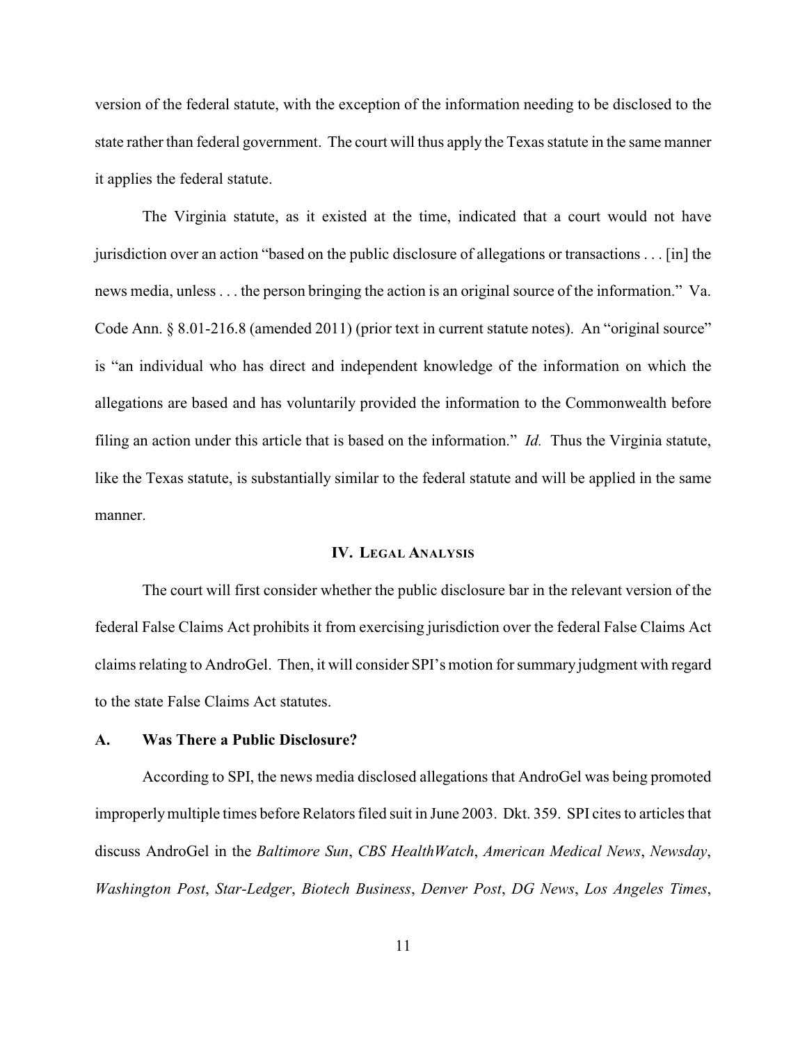version of the federal statute, with the exception of the information needing to be disclosed to the state rather than federal government. The court will thus apply the Texas statute in the same manner it applies the federal statute.

The Virginia statute, as it existed at the time, indicated that a court would not have jurisdiction over an action "based on the public disclosure of allegations or transactions . . . [in] the news media, unless . . . the person bringing the action is an original source of the information." Va. Code Ann. § 8.01-216.8 (amended 2011) (prior text in current statute notes). An "original source" is "an individual who has direct and independent knowledge of the information on which the allegations are based and has voluntarily provided the information to the Commonwealth before filing an action under this article that is based on the information." *Id.* Thus the Virginia statute, like the Texas statute, is substantially similar to the federal statute and will be applied in the same manner.

## IV. Legal Analysis

The court will first consider whether the public disclosure bar in the relevant version of the federal False Claims Act prohibits it from exercising jurisdiction over the federal False Claims Act claims relating to AndroGel. Then, it will consider SPI's motion for summary judgment with regard to the state False Claims Act statutes.

### A. Was There a Public Disclosure?

According to SPI, the news media disclosed allegations that AndroGel was being promoted improperly multiple times before Relators filed suit in June 2003. Dkt. 359. SPI cites to articles that discuss AndroGel in the *Baltimore Sun*, *CBS HealthWatch*, *American Medical News*, *Newsday*, *Washington Post*, *Star-Ledger*, *Biotech Business*, *Denver Post*, *DG News*, *Los Angeles Times*,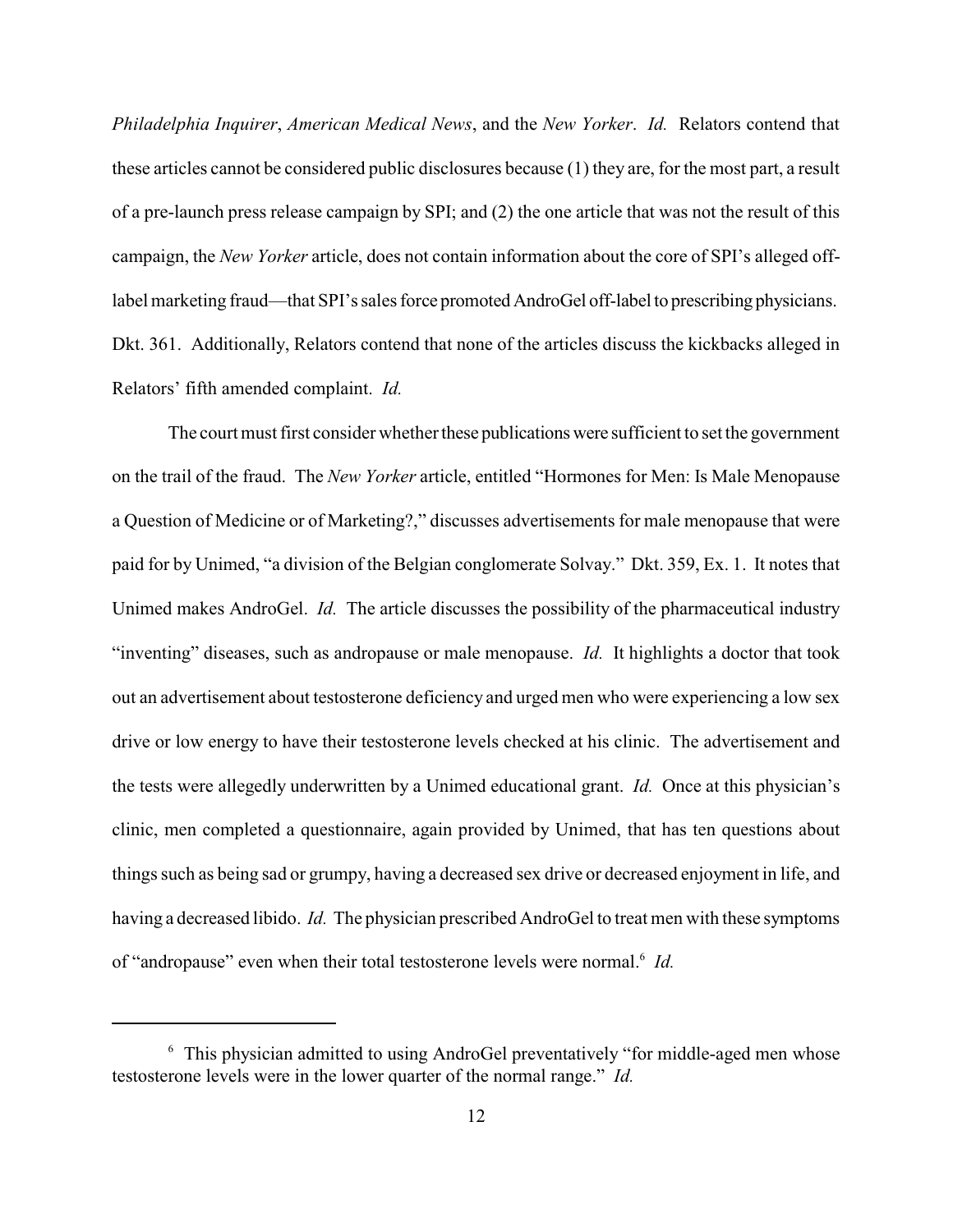*Philadelphia Inquirer*, *American Medical News*, and the *New Yorker*. *Id.* Relators contend that these articles cannot be considered public disclosures because (1) they are, for the most part, a result of a pre-launch press release campaign by SPI; and (2) the one article that was not the result of this campaign, the *New Yorker* article, does not contain information about the core of SPI's alleged off-label marketing fraud—that SPI's sales force promoted AndroGel off-label to prescribing physicians. Dkt. 361. Additionally, Relators contend that none of the articles discuss the kickbacks alleged in Relators' fifth amended complaint. *Id.*

The court must first consider whether these publications were sufficient to set the government on the trail of the fraud. The *New Yorker* article, entitled "Hormones for Men: Is Male Menopause a Question of Medicine or of Marketing?," discusses advertisements for male menopause that were paid for by Unimed, "a division of the Belgian conglomerate Solvay." Dkt. 359, Ex. 1. It notes that Unimed makes AndroGel. *Id.* The article discusses the possibility of the pharmaceutical industry "inventing" diseases, such as andropause or male menopause. *Id.* It highlights a doctor that took out an advertisement about testosterone deficiency and urged men who were experiencing a low sex drive or low energy to have their testosterone levels checked at his clinic. The advertisement and the tests were allegedly underwritten by a Unimed educational grant. *Id.* Once at this physician's clinic, men completed a questionnaire, again provided by Unimed, that has ten questions about things such as being sad or grumpy, having a decreased sex drive or decreased enjoyment in life, and having a decreased libido. *Id.* The physician prescribed AndroGel to treat men with these symptoms of "andropause" even when their total testosterone levels were normal.[6] *Id.*

---

[6] This physician admitted to using AndroGel preventatively "for middle-aged men whose testosterone levels were in the lower quarter of the normal range." *Id.*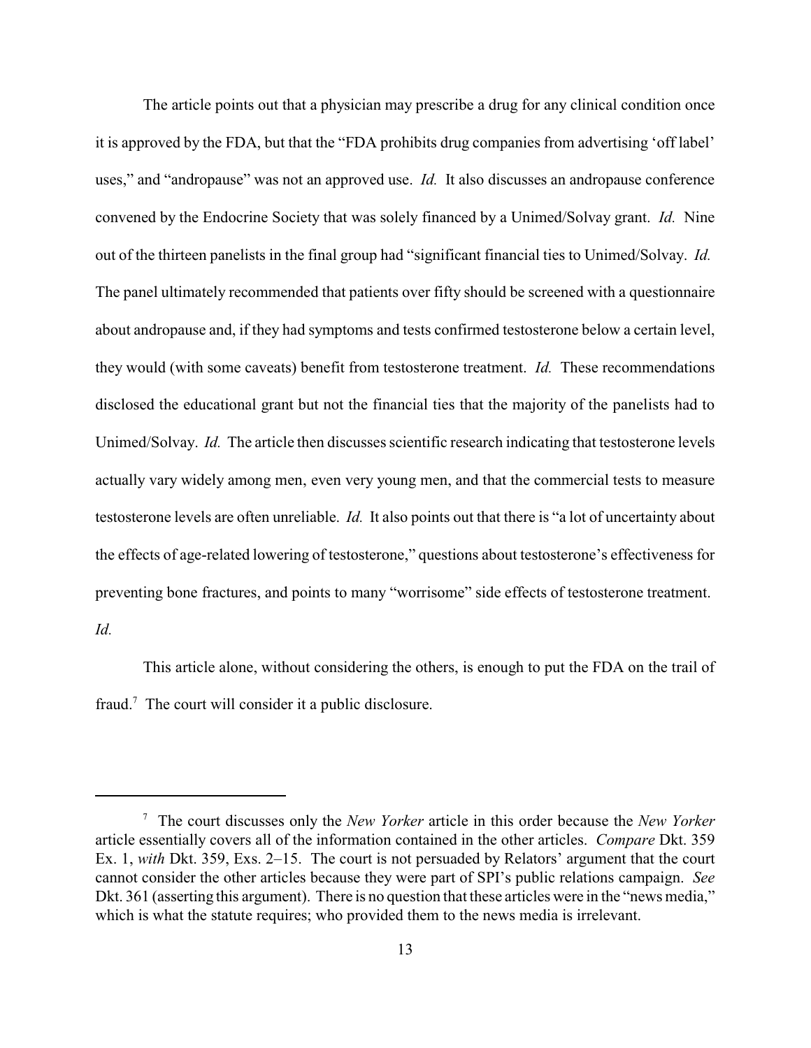The article points out that a physician may prescribe a drug for any clinical condition once it is approved by the FDA, but that the "FDA prohibits drug companies from advertising 'off label' uses," and "andropause" was not an approved use. *Id.* It also discusses an andropause conference convened by the Endocrine Society that was solely financed by a Unimed/Solvay grant. *Id.* Nine out of the thirteen panelists in the final group had "significant financial ties to Unimed/Solvay. *Id.* The panel ultimately recommended that patients over fifty should be screened with a questionnaire about andropause and, if they had symptoms and tests confirmed testosterone below a certain level, they would (with some caveats) benefit from testosterone treatment. *Id.* These recommendations disclosed the educational grant but not the financial ties that the majority of the panelists had to Unimed/Solvay. *Id.* The article then discusses scientific research indicating that testosterone levels actually vary widely among men, even very young men, and that the commercial tests to measure testosterone levels are often unreliable. *Id.* It also points out that there is "a lot of uncertainty about the effects of age-related lowering of testosterone," questions about testosterone's effectiveness for preventing bone fractures, and points to many "worrisome" side effects of testosterone treatment. *Id.*

This article alone, without considering the others, is enough to put the FDA on the trail of fraud.[7] The court will consider it a public disclosure.

---

[7] The court discusses only the *New Yorker* article in this order because the *New Yorker* article essentially covers all of the information contained in the other articles. *Compare* Dkt. 359 Ex. 1, *with* Dkt. 359, Exs. 2–15. The court is not persuaded by Relators' argument that the court cannot consider the other articles because they were part of SPI's public relations campaign. *See* Dkt. 361 (asserting this argument). There is no question that these articles were in the "news media," which is what the statute requires; who provided them to the news media is irrelevant.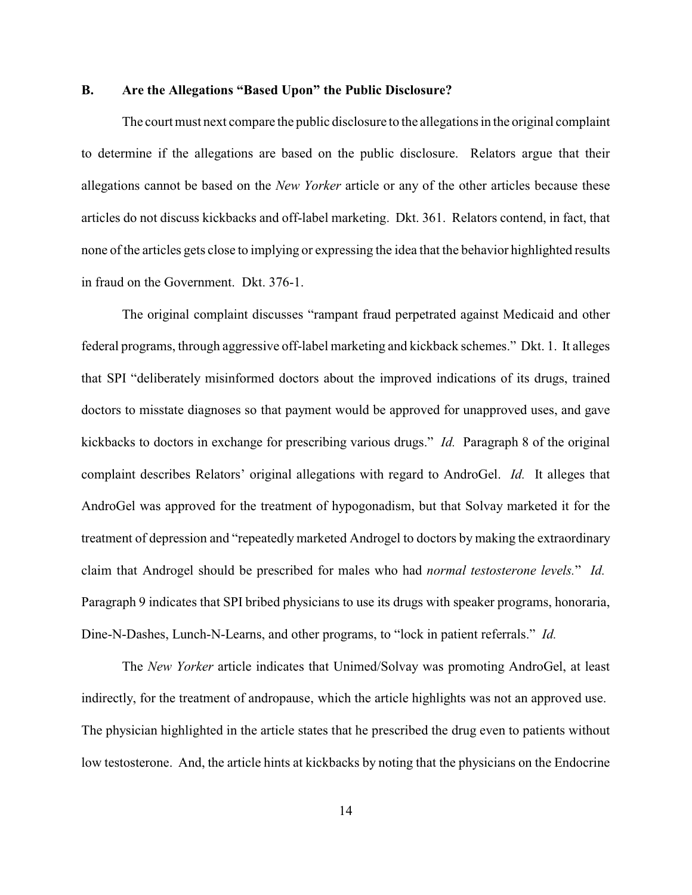### B. Are the Allegations "Based Upon" the Public Disclosure?

The court must next compare the public disclosure to the allegations in the original complaint to determine if the allegations are based on the public disclosure. Relators argue that their allegations cannot be based on the *New Yorker* article or any of the other articles because these articles do not discuss kickbacks and off-label marketing. Dkt. 361. Relators contend, in fact, that none of the articles gets close to implying or expressing the idea that the behavior highlighted results in fraud on the Government. Dkt. 376-1.

The original complaint discusses "rampant fraud perpetrated against Medicaid and other federal programs, through aggressive off-label marketing and kickback schemes." Dkt. 1. It alleges that SPI "deliberately misinformed doctors about the improved indications of its drugs, trained doctors to misstate diagnoses so that payment would be approved for unapproved uses, and gave kickbacks to doctors in exchange for prescribing various drugs." *Id.* Paragraph 8 of the original complaint describes Relators' original allegations with regard to AndroGel. *Id.* It alleges that AndroGel was approved for the treatment of hypogonadism, but that Solvay marketed it for the treatment of depression and "repeatedly marketed Androgel to doctors by making the extraordinary claim that Androgel should be prescribed for males who had *normal testosterone levels.*" *Id.* Paragraph 9 indicates that SPI bribed physicians to use its drugs with speaker programs, honoraria, Dine-N-Dashes, Lunch-N-Learns, and other programs, to "lock in patient referrals." *Id.*

The *New Yorker* article indicates that Unimed/Solvay was promoting AndroGel, at least indirectly, for the treatment of andropause, which the article highlights was not an approved use. The physician highlighted in the article states that he prescribed the drug even to patients without low testosterone. And, the article hints at kickbacks by noting that the physicians on the Endocrine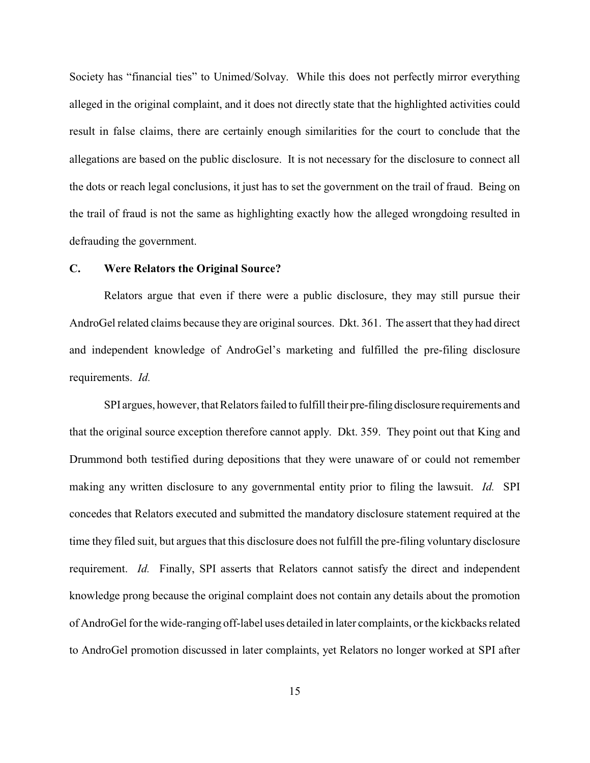Society has "financial ties" to Unimed/Solvay. While this does not perfectly mirror everything alleged in the original complaint, and it does not directly state that the highlighted activities could result in false claims, there are certainly enough similarities for the court to conclude that the allegations are based on the public disclosure. It is not necessary for the disclosure to connect all the dots or reach legal conclusions, it just has to set the government on the trail of fraud. Being on the trail of fraud is not the same as highlighting exactly how the alleged wrongdoing resulted in defrauding the government.

**C. Were Relators the Original Source?**

Relators argue that even if there were a public disclosure, they may still pursue their AndroGel related claims because they are original sources. Dkt. 361. The assert that they had direct and independent knowledge of AndroGel's marketing and fulfilled the pre-filing disclosure requirements. *Id.*

SPI argues, however, that Relators failed to fulfill their pre-filing disclosure requirements and that the original source exception therefore cannot apply. Dkt. 359. They point out that King and Drummond both testified during depositions that they were unaware of or could not remember making any written disclosure to any governmental entity prior to filing the lawsuit. *Id.* SPI concedes that Relators executed and submitted the mandatory disclosure statement required at the time they filed suit, but argues that this disclosure does not fulfill the pre-filing voluntary disclosure requirement. *Id.* Finally, SPI asserts that Relators cannot satisfy the direct and independent knowledge prong because the original complaint does not contain any details about the promotion of AndroGel for the wide-ranging off-label uses detailed in later complaints, or the kickbacks related to AndroGel promotion discussed in later complaints, yet Relators no longer worked at SPI after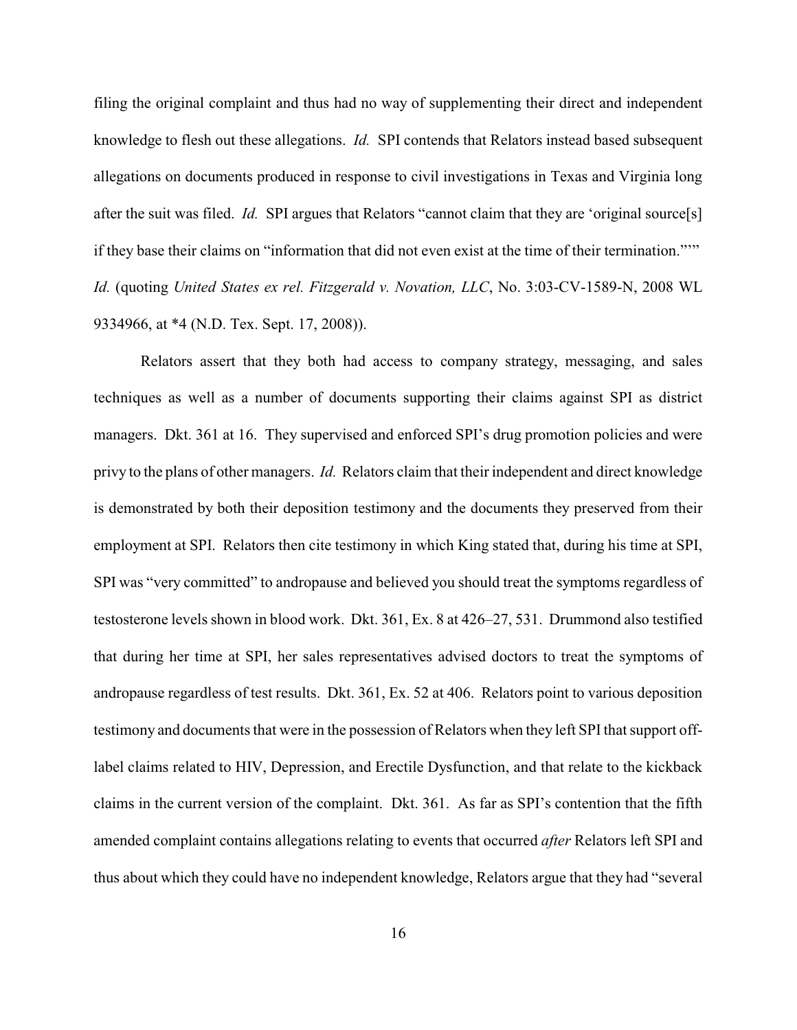filing the original complaint and thus had no way of supplementing their direct and independent knowledge to flesh out these allegations. *Id.* SPI contends that Relators instead based subsequent allegations on documents produced in response to civil investigations in Texas and Virginia long after the suit was filed. *Id.* SPI argues that Relators "cannot claim that they are 'original source[s]' if they base their claims on "information that did not even exist at the time of their termination."'" *Id.* (quoting *United States ex rel. Fitzgerald v. Novation, LLC*, No. 3:03-CV-1589-N, 2008 WL 9334966, at *4 (N.D. Tex. Sept. 17, 2008)).

Relators assert that they both had access to company strategy, messaging, and sales techniques as well as a number of documents supporting their claims against SPI as district managers. Dkt. 361 at 16. They supervised and enforced SPI's drug promotion policies and were privy to the plans of other managers. *Id.* Relators claim that their independent and direct knowledge is demonstrated by both their deposition testimony and the documents they preserved from their employment at SPI. Relators then cite testimony in which King stated that, during his time at SPI, SPI was "very committed" to andropause and believed you should treat the symptoms regardless of testosterone levels shown in blood work. Dkt. 361, Ex. 8 at 426–27, 531. Drummond also testified that during her time at SPI, her sales representatives advised doctors to treat the symptoms of andropause regardless of test results. Dkt. 361, Ex. 52 at 406. Relators point to various deposition testimony and documents that were in the possession of Relators when they left SPI that support off-label claims related to HIV, Depression, and Erectile Dysfunction, and that relate to the kickback claims in the current version of the complaint. Dkt. 361. As far as SPI's contention that the fifth amended complaint contains allegations relating to events that occurred *after* Relators left SPI and thus about which they could have no independent knowledge, Relators argue that they had "several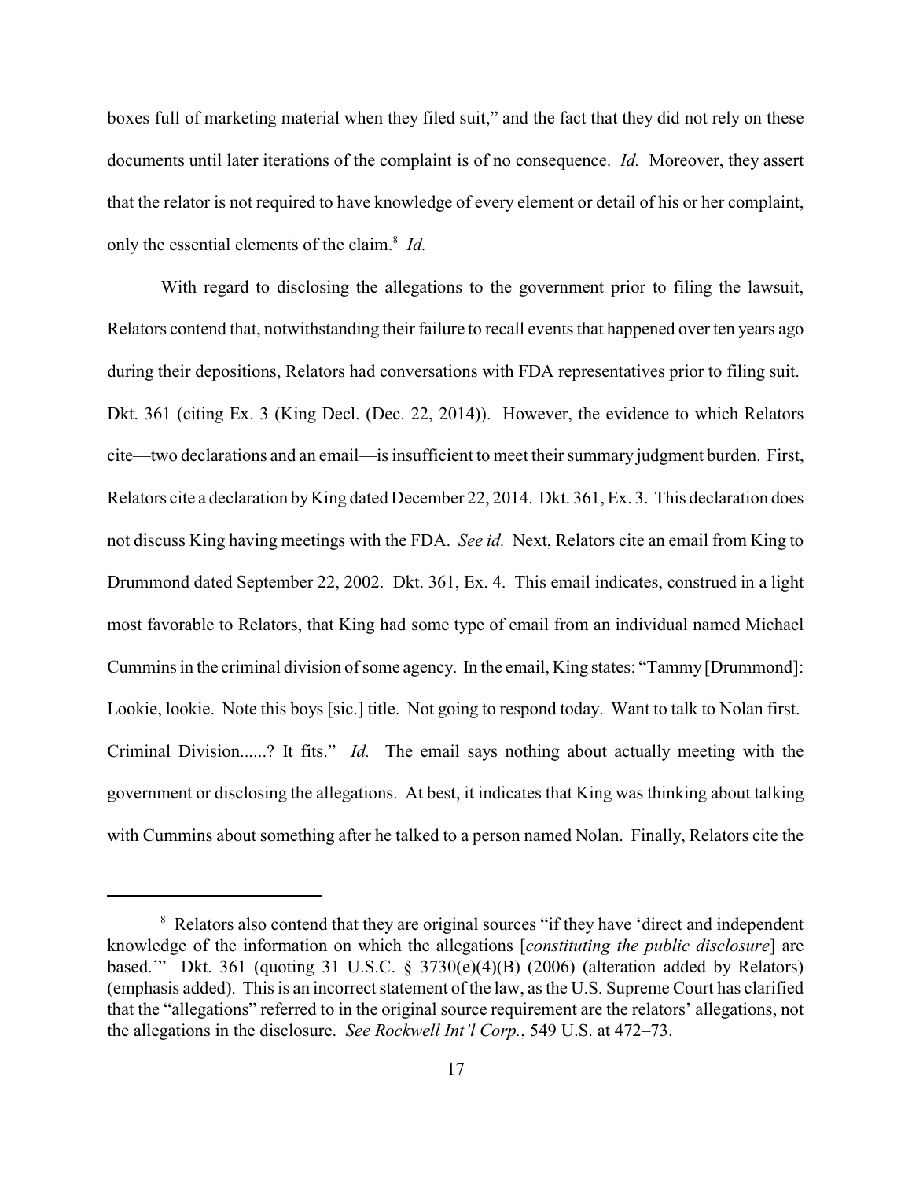boxes full of marketing material when they filed suit," and the fact that they did not rely on these documents until later iterations of the complaint is of no consequence. *Id.* Moreover, they assert that the relator is not required to have knowledge of every element or detail of his or her complaint, only the essential elements of the claim.[8] *Id.*

With regard to disclosing the allegations to the government prior to filing the lawsuit, Relators contend that, notwithstanding their failure to recall events that happened over ten years ago during their depositions, Relators had conversations with FDA representatives prior to filing suit. Dkt. 361 (citing Ex. 3 (King Decl. (Dec. 22, 2014)). However, the evidence to which Relators cite—two declarations and an email—is insufficient to meet their summary judgment burden. First, Relators cite a declaration by King dated December 22, 2014. Dkt. 361, Ex. 3. This declaration does not discuss King having meetings with the FDA. *See id.* Next, Relators cite an email from King to Drummond dated September 22, 2002. Dkt. 361, Ex. 4. This email indicates, construed in a light most favorable to Relators, that King had some type of email from an individual named Michael Cummins in the criminal division of some agency. In the email, King states: "Tammy [Drummond]: Lookie, lookie. Note this boys [sic.] title. Not going to respond today. Want to talk to Nolan first. Criminal Division......? It fits." *Id.* The email says nothing about actually meeting with the government or disclosing the allegations. At best, it indicates that King was thinking about talking with Cummins about something after he talked to a person named Nolan. Finally, Relators cite the

---

[8] Relators also contend that they are original sources "if they have 'direct and independent knowledge of the information on which the allegations [*constituting the public disclosure*] are based.'" Dkt. 361 (quoting 31 U.S.C. § 3730(e)(4)(B) (2006) (alteration added by Relators) (emphasis added). This is an incorrect statement of the law, as the U.S. Supreme Court has clarified that the "allegations" referred to in the original source requirement are the relators' allegations, not the allegations in the disclosure. *See Rockwell Int'l Corp.*, 549 U.S. at 472–73.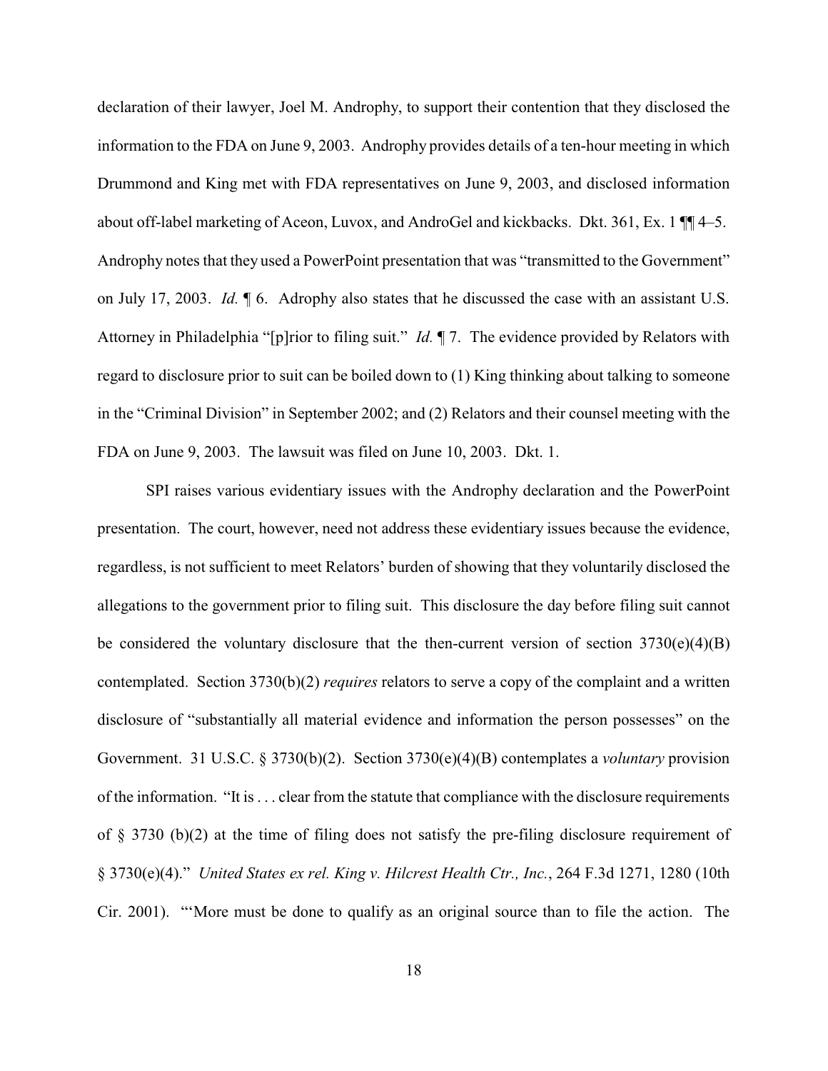declaration of their lawyer, Joel M. Androphy, to support their contention that they disclosed the information to the FDA on June 9, 2003. Androphy provides details of a ten-hour meeting in which Drummond and King met with FDA representatives on June 9, 2003, and disclosed information about off-label marketing of Aceon, Luvox, and AndroGel and kickbacks. Dkt. 361, Ex. 1 ¶¶ 4–5. Androphy notes that they used a PowerPoint presentation that was "transmitted to the Government" on July 17, 2003. *Id.* ¶ 6. Adrophy also states that he discussed the case with an assistant U.S. Attorney in Philadelphia "[p]rior to filing suit." *Id.* ¶ 7. The evidence provided by Relators with regard to disclosure prior to suit can be boiled down to (1) King thinking about talking to someone in the "Criminal Division" in September 2002; and (2) Relators and their counsel meeting with the FDA on June 9, 2003. The lawsuit was filed on June 10, 2003. Dkt. 1.

SPI raises various evidentiary issues with the Androphy declaration and the PowerPoint presentation. The court, however, need not address these evidentiary issues because the evidence, regardless, is not sufficient to meet Relators' burden of showing that they voluntarily disclosed the allegations to the government prior to filing suit. This disclosure the day before filing suit cannot be considered the voluntary disclosure that the then-current version of section 3730(e)(4)(B) contemplated. Section 3730(b)(2) *requires* relators to serve a copy of the complaint and a written disclosure of "substantially all material evidence and information the person possesses" on the Government. 31 U.S.C. § 3730(b)(2). Section 3730(e)(4)(B) contemplates a *voluntary* provision of the information. "It is . . . clear from the statute that compliance with the disclosure requirements of § 3730 (b)(2) at the time of filing does not satisfy the pre-filing disclosure requirement of § 3730(e)(4)." *United States ex rel. King v. Hilcrest Health Ctr., Inc.*, 264 F.3d 1271, 1280 (10th Cir. 2001). "'More must be done to qualify as an original source than to file the action. The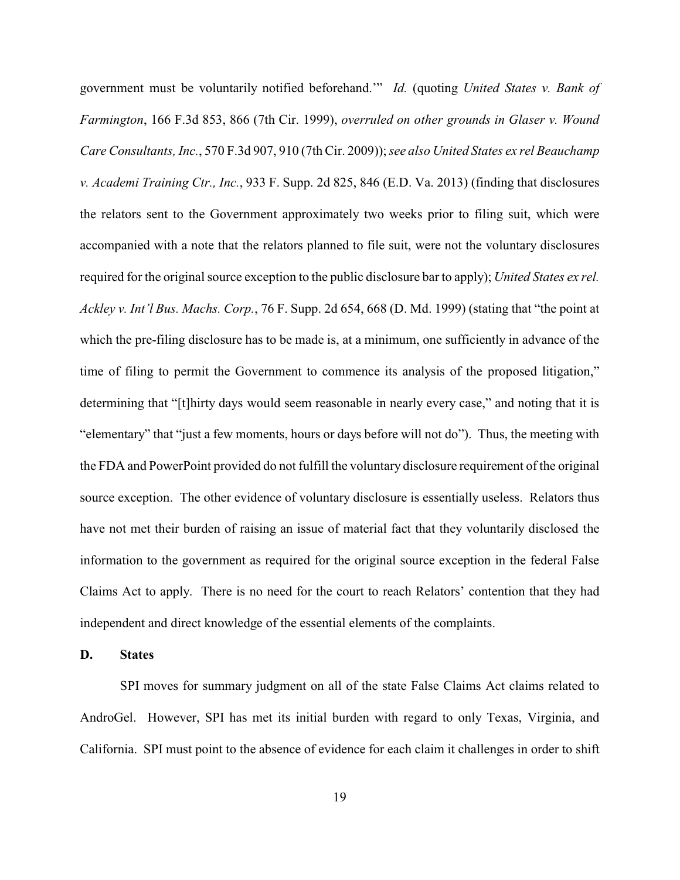government must be voluntarily notified beforehand.'" *Id.* (quoting *United States v. Bank of Farmington*, 166 F.3d 853, 866 (7th Cir. 1999), *overruled on other grounds in Glaser v. Wound Care Consultants, Inc.*, 570 F.3d 907, 910 (7th Cir. 2009)); *see also United States ex rel Beauchamp v. Academi Training Ctr., Inc.*, 933 F. Supp. 2d 825, 846 (E.D. Va. 2013) (finding that disclosures the relators sent to the Government approximately two weeks prior to filing suit, which were accompanied with a note that the relators planned to file suit, were not the voluntary disclosures required for the original source exception to the public disclosure bar to apply); *United States ex rel. Ackley v. Int'l Bus. Machs. Corp.*, 76 F. Supp. 2d 654, 668 (D. Md. 1999) (stating that "the point at which the pre-filing disclosure has to be made is, at a minimum, one sufficiently in advance of the time of filing to permit the Government to commence its analysis of the proposed litigation," determining that "[t]hirty days would seem reasonable in nearly every case," and noting that it is "elementary" that "just a few moments, hours or days before will not do"). Thus, the meeting with the FDA and PowerPoint provided do not fulfill the voluntary disclosure requirement of the original source exception. The other evidence of voluntary disclosure is essentially useless. Relators thus have not met their burden of raising an issue of material fact that they voluntarily disclosed the information to the government as required for the original source exception in the federal False Claims Act to apply. There is no need for the court to reach Relators' contention that they had independent and direct knowledge of the essential elements of the complaints.

**D. States**

SPI moves for summary judgment on all of the state False Claims Act claims related to AndroGel. However, SPI has met its initial burden with regard to only Texas, Virginia, and California. SPI must point to the absence of evidence for each claim it challenges in order to shift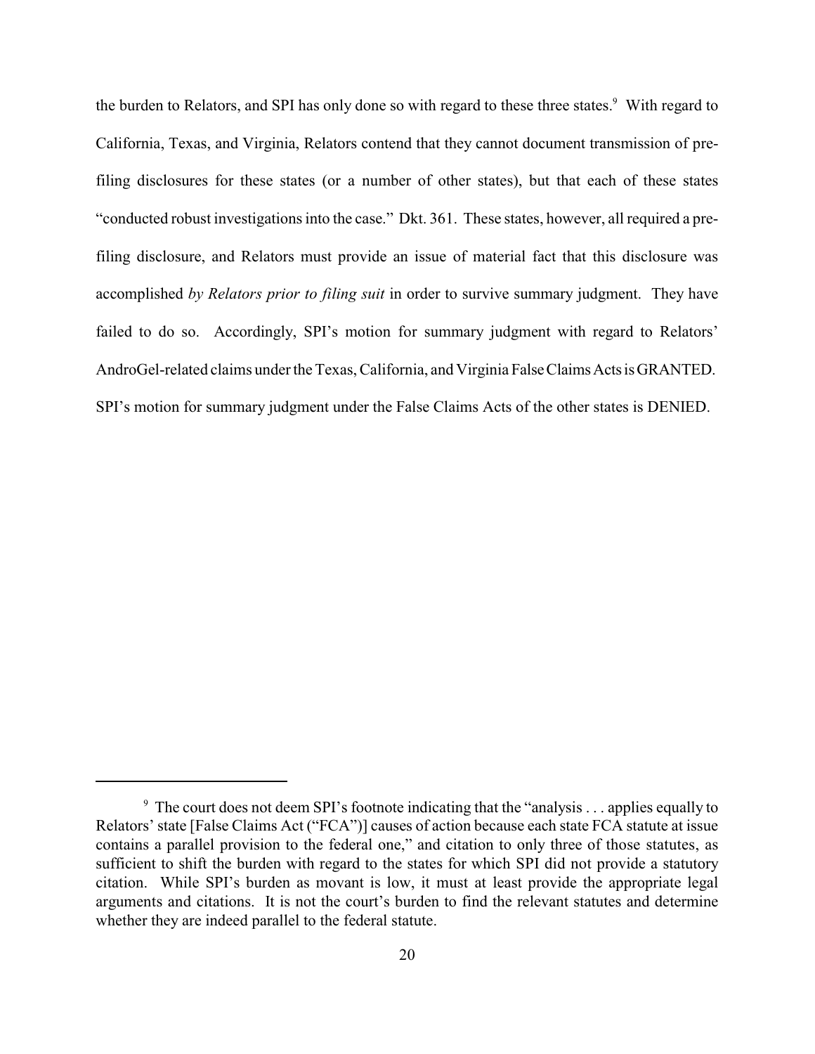the burden to Relators, and SPI has only done so with regard to these three states.[9] With regard to California, Texas, and Virginia, Relators contend that they cannot document transmission of pre-filing disclosures for these states (or a number of other states), but that each of these states "conducted robust investigations into the case." Dkt. 361. These states, however, all required a pre-filing disclosure, and Relators must provide an issue of material fact that this disclosure was accomplished *by Relators prior to filing suit* in order to survive summary judgment. They have failed to do so. Accordingly, SPI's motion for summary judgment with regard to Relators' AndroGel-related claims under the Texas, California, and Virginia False Claims Acts is GRANTED. SPI's motion for summary judgment under the False Claims Acts of the other states is DENIED.

---

[9] The court does not deem SPI's footnote indicating that the "analysis . . . applies equally to Relators' state [False Claims Act ("FCA")] causes of action because each state FCA statute at issue contains a parallel provision to the federal one," and citation to only three of those statutes, as sufficient to shift the burden with regard to the states for which SPI did not provide a statutory citation. While SPI's burden as movant is low, it must at least provide the appropriate legal arguments and citations. It is not the court's burden to find the relevant statutes and determine whether they are indeed parallel to the federal statute.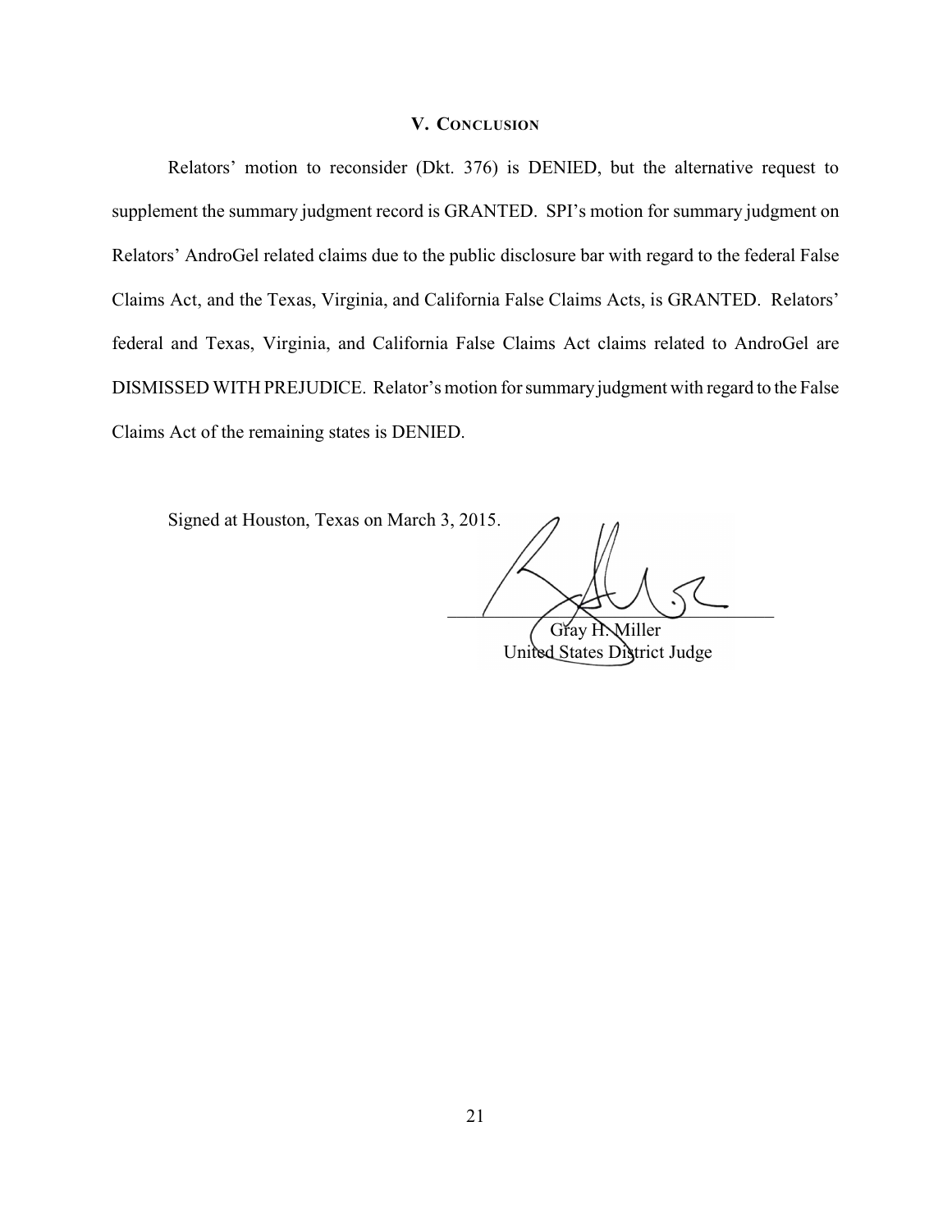## V. Conclusion

Relators' motion to reconsider (Dkt. 376) is DENIED, but the alternative request to supplement the summary judgment record is GRANTED. SPI's motion for summary judgment on Relators' AndroGel related claims due to the public disclosure bar with regard to the federal False Claims Act, and the Texas, Virginia, and California False Claims Acts, is GRANTED. Relators' federal and Texas, Virginia, and California False Claims Act claims related to AndroGel are DISMISSED WITH PREJUDICE. Relator's motion for summary judgment with regard to the False Claims Act of the remaining states is DENIED.

Signed at Houston, Texas on March 3, 2015.

Gray H. Miller
United States District Judge